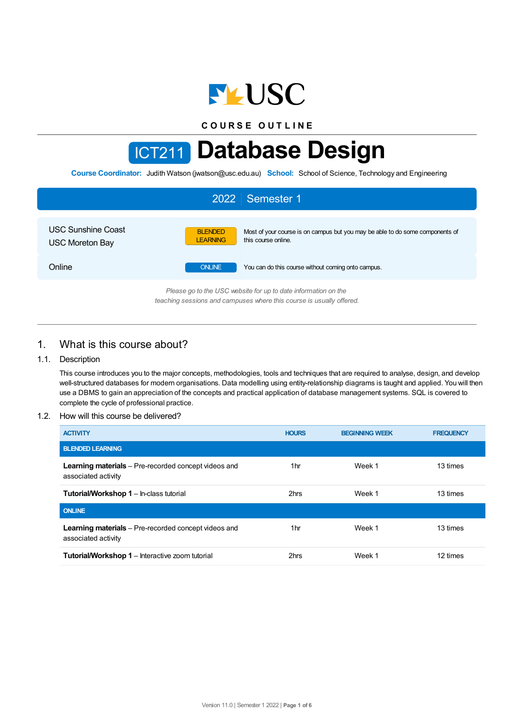USC

**COURSE OUTLINE**

# ICT211 Database Design

**Course Coordinator:** Judith Watson (jwatson@usc.edu.au) **School:** School of Science, Technology and Engineering

## 2022 | Semester 1

| | | |
|---|---|---|
| USC Sunshine Coast<br>USC Moreton Bay | BLENDED LEARNING | Most of your course is on campus but you may be able to do some components of this course online. |
| Online | ONLINE | You can do this course without coming onto campus. |

*Please go to the USC website for up to date information on the teaching sessions and campuses where this course is usually offered.*

## 1. What is this course about?

### 1.1. Description

This course introduces you to the major concepts, methodologies, tools and techniques that are required to analyse, design, and develop well-structured databases for modern organisations. Data modelling using entity-relationship diagrams is taught and applied. You will then use a DBMS to gain an appreciation of the concepts and practical application of database management systems. SQL is covered to complete the cycle of professional practice.

### 1.2. How will this course be delivered?

| ACTIVITY | HOURS | BEGINNING WEEK | FREQUENCY |
|---|---|---|---|
| **BLENDED LEARNING** | | | |
| **Learning materials** – Pre-recorded concept videos and associated activity | 1hr | Week 1 | 13 times |
| **Tutorial/Workshop 1** – In-class tutorial | 2hrs | Week 1 | 13 times |
| **ONLINE** | | | |
| **Learning materials** – Pre-recorded concept videos and associated activity | 1hr | Week 1 | 13 times |
| **Tutorial/Workshop 1** – Interactive zoom tutorial | 2hrs | Week 1 | 12 times |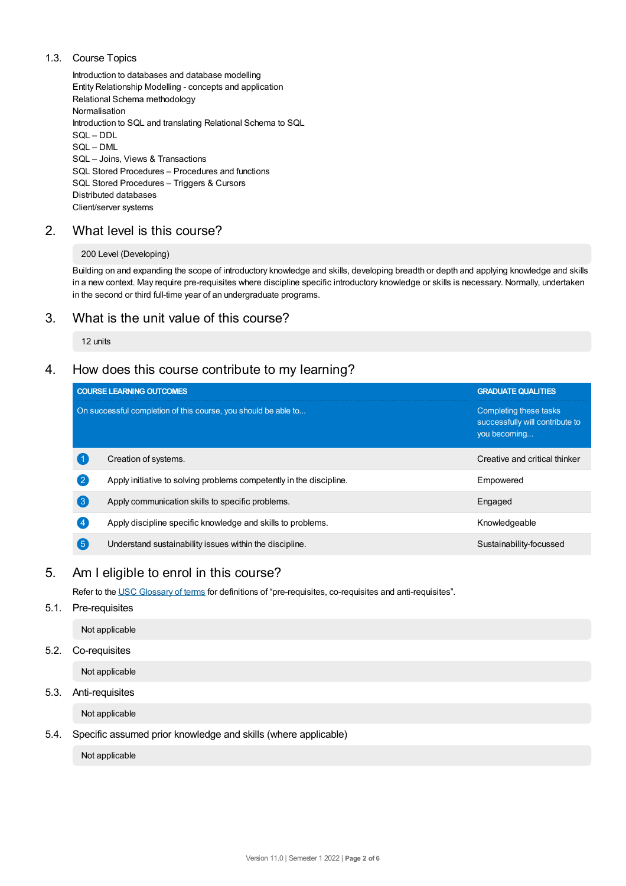### 1.3. Course Topics

Introduction to databases and database modelling
Entity Relationship Modelling - concepts and application
Relational Schema methodology
Normalisation
Introduction to SQL and translating Relational Schema to SQL
SQL – DDL
SQL – DML
SQL – Joins, Views & Transactions
SQL Stored Procedures – Procedures and functions
SQL Stored Procedures – Triggers & Cursors
Distributed databases
Client/server systems

## 2. What level is this course?

200 Level (Developing)

Building on and expanding the scope of introductory knowledge and skills, developing breadth or depth and applying knowledge and skills in a new context. May require pre-requisites where discipline specific introductory knowledge or skills is necessary. Normally, undertaken in the second or third full-time year of an undergraduate programs.

## 3. What is the unit value of this course?

12 units

## 4. How does this course contribute to my learning?

| | COURSE LEARNING OUTCOMES<br>On successful completion of this course, you should be able to... | GRADUATE QUALITIES<br>Completing these tasks successfully will contribute to you becoming... |
|---|---|---|
| 1 | Creation of systems. | Creative and critical thinker |
| 2 | Apply initiative to solving problems competently in the discipline. | Empowered |
| 3 | Apply communication skills to specific problems. | Engaged |
| 4 | Apply discipline specific knowledge and skills to problems. | Knowledgeable |
| 5 | Understand sustainability issues within the discipline. | Sustainability-focussed |

## 5. Am I eligible to enrol in this course?

Refer to the USC Glossary of terms for definitions of “pre-requisites, co-requisites and anti-requisites”.

### 5.1. Pre-requisites

Not applicable

### 5.2. Co-requisites

Not applicable

### 5.3. Anti-requisites

Not applicable

### 5.4. Specific assumed prior knowledge and skills (where applicable)

Not applicable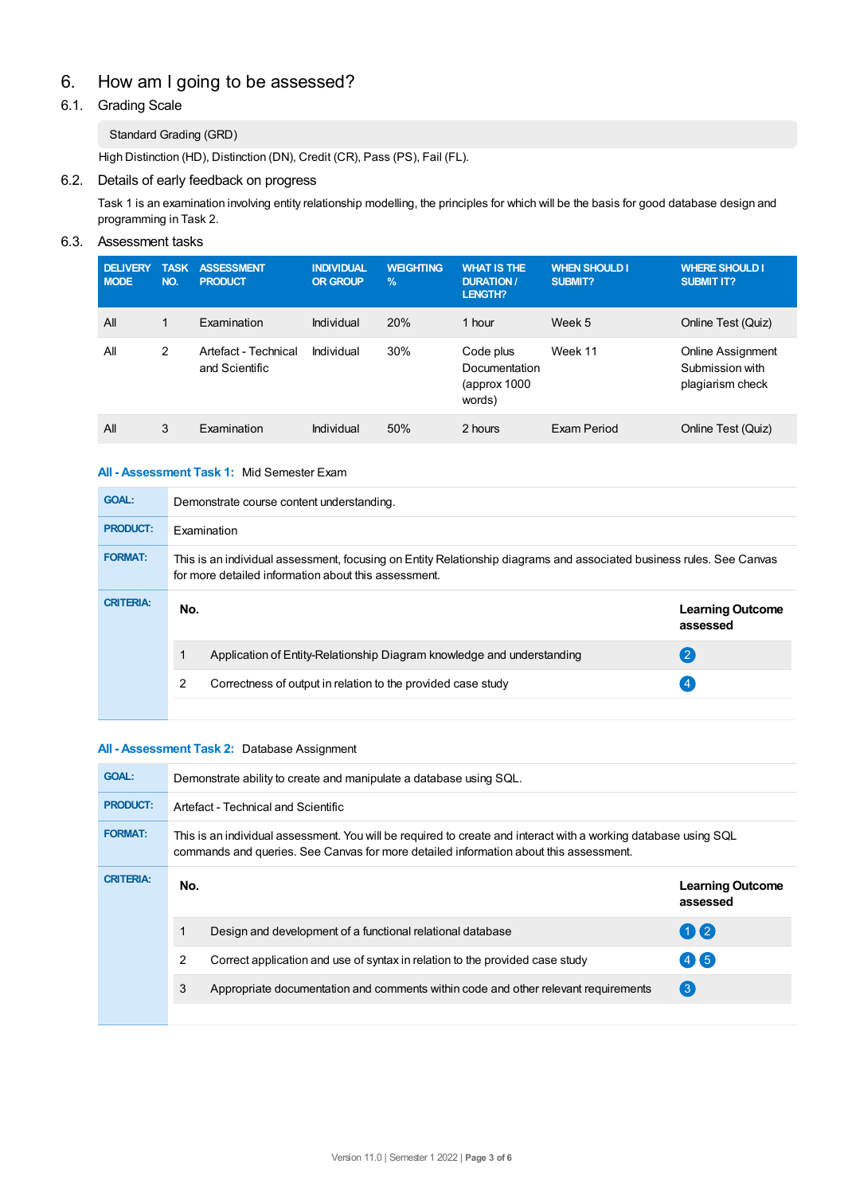# 6. How am I going to be assessed?

## 6.1. Grading Scale

Standard Grading (GRD)

High Distinction (HD), Distinction (DN), Credit (CR), Pass (PS), Fail (FL).

## 6.2. Details of early feedback on progress

Task 1 is an examination involving entity relationship modelling, the principles for which will be the basis for good database design and programming in Task 2.

## 6.3. Assessment tasks

| DELIVERY MODE | TASK NO. | ASSESSMENT PRODUCT | INDIVIDUAL OR GROUP | WEIGHTING % | WHAT IS THE DURATION / LENGTH? | WHEN SHOULD I SUBMIT? | WHERE SHOULD I SUBMIT IT? |
|---|---|---|---|---|---|---|---|
| All | 1 | Examination | Individual | 20% | 1 hour | Week 5 | Online Test (Quiz) |
| All | 2 | Artefact - Technical and Scientific | Individual | 30% | Code plus Documentation (approx 1000 words) | Week 11 | Online Assignment Submission with plagiarism check |
| All | 3 | Examination | Individual | 50% | 2 hours | Exam Period | Online Test (Quiz) |

### All - Assessment Task 1: Mid Semester Exam

**GOAL:** Demonstrate course content understanding.

**PRODUCT:** Examination

**FORMAT:** This is an individual assessment, focusing on Entity Relationship diagrams and associated business rules. See Canvas for more detailed information about this assessment.

**CRITERIA:**

| No. | | Learning Outcome assessed |
|---|---|---|
| 1 | Application of Entity-Relationship Diagram knowledge and understanding | 2 |
| 2 | Correctness of output in relation to the provided case study | 4 |

### All - Assessment Task 2: Database Assignment

**GOAL:** Demonstrate ability to create and manipulate a database using SQL.

**PRODUCT:** Artefact - Technical and Scientific

**FORMAT:** This is an individual assessment. You will be required to create and interact with a working database using SQL commands and queries. See Canvas for more detailed information about this assessment.

**CRITERIA:**

| No. | | Learning Outcome assessed |
|---|---|---|
| 1 | Design and development of a functional relational database | 1 2 |
| 2 | Correct application and use of syntax in relation to the provided case study | 4 5 |
| 3 | Appropriate documentation and comments within code and other relevant requirements | 3 |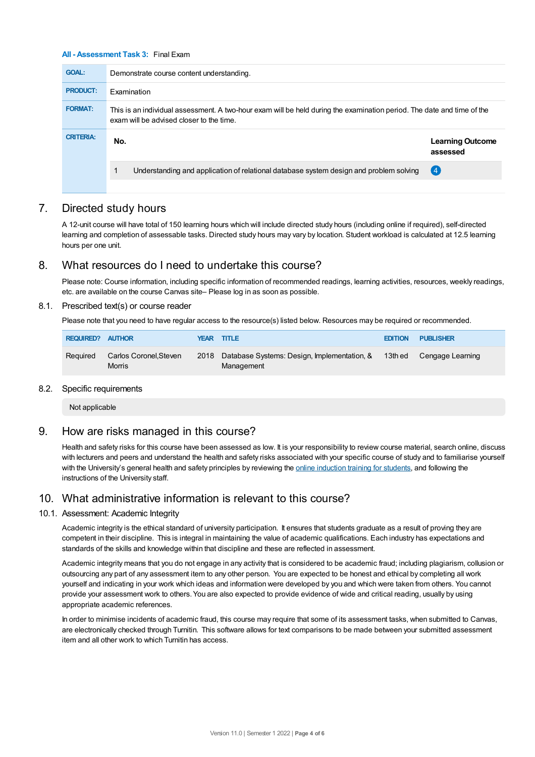**All - Assessment Task 3:** Final Exam

| | |
|---|---|
| **GOAL:** | Demonstrate course content understanding. |
| **PRODUCT:** | Examination |
| **FORMAT:** | This is an individual assessment. A two-hour exam will be held during the examination period. The date and time of the exam will be advised closer to the time. |
| **CRITERIA:** | |

| No. | | Learning Outcome assessed |
|---|---|---|
| 1 | Understanding and application of relational database system design and problem solving | 4 |

## 7. Directed study hours

A 12-unit course will have total of 150 learning hours which will include directed study hours (including online if required), self-directed learning and completion of assessable tasks. Directed study hours may vary by location. Student workload is calculated at 12.5 learning hours per one unit.

## 8. What resources do I need to undertake this course?

Please note: Course information, including specific information of recommended readings, learning activities, resources, weekly readings, etc. are available on the course Canvas site– Please log in as soon as possible.

### 8.1. Prescribed text(s) or course reader

Please note that you need to have regular access to the resource(s) listed below. Resources may be required or recommended.

| REQUIRED? | AUTHOR | YEAR | TITLE | EDITION | PUBLISHER |
|---|---|---|---|---|---|
| Required | Carlos Coronel,Steven Morris | 2018 | Database Systems: Design, Implementation, & Management | 13th ed | Cengage Learning |

### 8.2. Specific requirements

Not applicable

## 9. How are risks managed in this course?

Health and safety risks for this course have been assessed as low. It is your responsibility to review course material, search online, discuss with lecturers and peers and understand the health and safety risks associated with your specific course of study and to familiarise yourself with the University's general health and safety principles by reviewing the online induction training for students, and following the instructions of the University staff.

## 10. What administrative information is relevant to this course?

### 10.1. Assessment: Academic Integrity

Academic integrity is the ethical standard of university participation. It ensures that students graduate as a result of proving they are competent in their discipline. This is integral in maintaining the value of academic qualifications. Each industry has expectations and standards of the skills and knowledge within that discipline and these are reflected in assessment.

Academic integrity means that you do not engage in any activity that is considered to be academic fraud; including plagiarism, collusion or outsourcing any part of any assessment item to any other person. You are expected to be honest and ethical by completing all work yourself and indicating in your work which ideas and information were developed by you and which were taken from others. You cannot provide your assessment work to others. You are also expected to provide evidence of wide and critical reading, usually by using appropriate academic references.

In order to minimise incidents of academic fraud, this course may require that some of its assessment tasks, when submitted to Canvas, are electronically checked through Turnitin. This software allows for text comparisons to be made between your submitted assessment item and all other work to which Turnitin has access.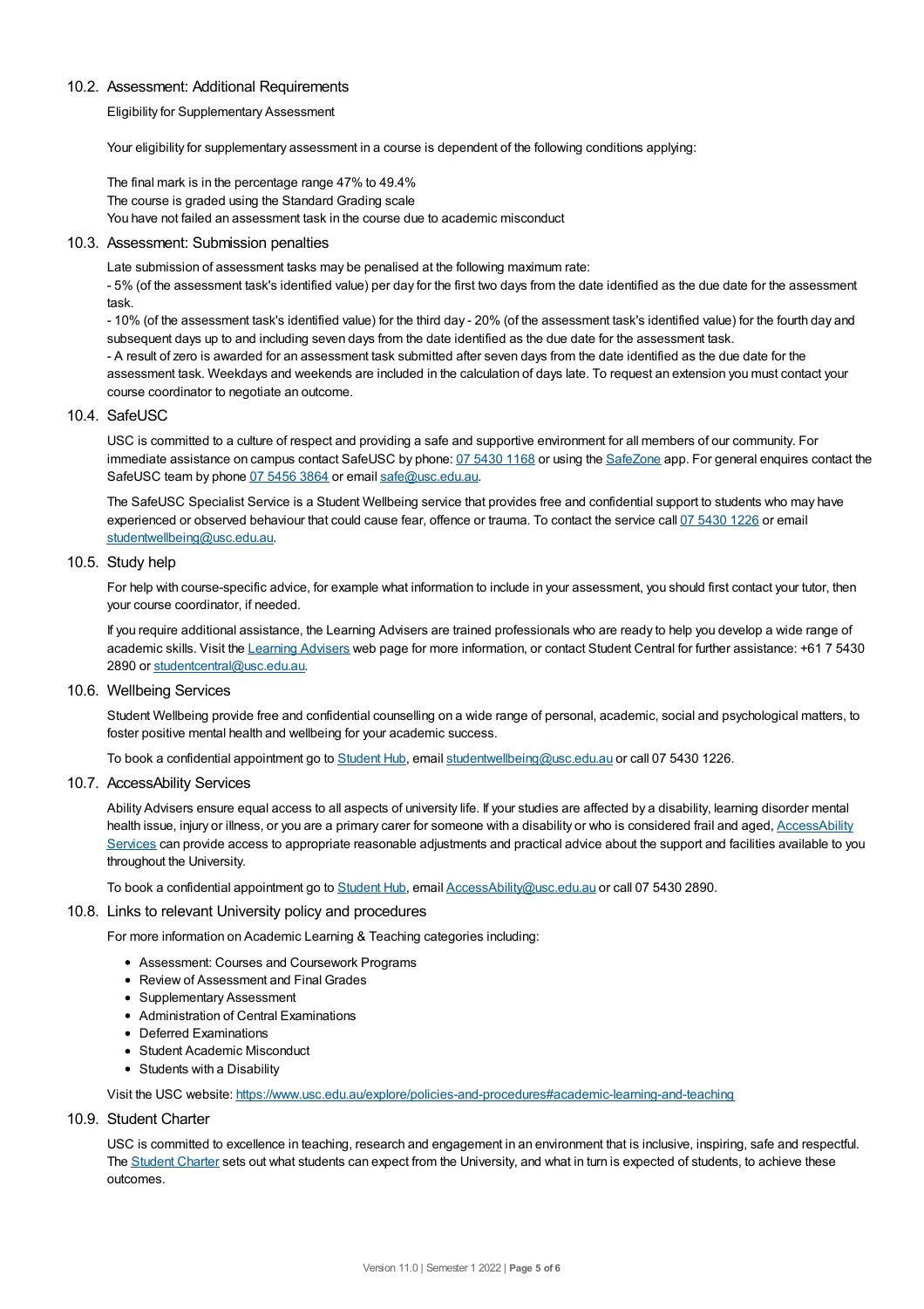### 10.2. Assessment: Additional Requirements

Eligibility for Supplementary Assessment

Your eligibility for supplementary assessment in a course is dependent of the following conditions applying:

The final mark is in the percentage range 47% to 49.4%
The course is graded using the Standard Grading scale
You have not failed an assessment task in the course due to academic misconduct

### 10.3. Assessment: Submission penalties

Late submission of assessment tasks may be penalised at the following maximum rate:
- 5% (of the assessment task's identified value) per day for the first two days from the date identified as the due date for the assessment task.
- 10% (of the assessment task's identified value) for the third day - 20% (of the assessment task's identified value) for the fourth day and subsequent days up to and including seven days from the date identified as the due date for the assessment task.
- A result of zero is awarded for an assessment task submitted after seven days from the date identified as the due date for the assessment task. Weekdays and weekends are included in the calculation of days late. To request an extension you must contact your course coordinator to negotiate an outcome.

### 10.4. SafeUSC

USC is committed to a culture of respect and providing a safe and supportive environment for all members of our community. For immediate assistance on campus contact SafeUSC by phone: 07 5430 1168 or using the SafeZone app. For general enquires contact the SafeUSC team by phone 07 5456 3864 or email safe@usc.edu.au.

The SafeUSC Specialist Service is a Student Wellbeing service that provides free and confidential support to students who may have experienced or observed behaviour that could cause fear, offence or trauma. To contact the service call 07 5430 1226 or email studentwellbeing@usc.edu.au.

### 10.5. Study help

For help with course-specific advice, for example what information to include in your assessment, you should first contact your tutor, then your course coordinator, if needed.

If you require additional assistance, the Learning Advisers are trained professionals who are ready to help you develop a wide range of academic skills. Visit the Learning Advisers web page for more information, or contact Student Central for further assistance: +61 7 5430 2890 or studentcentral@usc.edu.au.

### 10.6. Wellbeing Services

Student Wellbeing provide free and confidential counselling on a wide range of personal, academic, social and psychological matters, to foster positive mental health and wellbeing for your academic success.

To book a confidential appointment go to Student Hub, email studentwellbeing@usc.edu.au or call 07 5430 1226.

### 10.7. AccessAbility Services

Ability Advisers ensure equal access to all aspects of university life. If your studies are affected by a disability, learning disorder mental health issue, injury or illness, or you are a primary carer for someone with a disability or who is considered frail and aged, AccessAbility Services can provide access to appropriate reasonable adjustments and practical advice about the support and facilities available to you throughout the University.

To book a confidential appointment go to Student Hub, email AccessAbility@usc.edu.au or call 07 5430 2890.

### 10.8. Links to relevant University policy and procedures

For more information on Academic Learning & Teaching categories including:

- Assessment: Courses and Coursework Programs
- Review of Assessment and Final Grades
- Supplementary Assessment
- Administration of Central Examinations
- Deferred Examinations
- Student Academic Misconduct
- Students with a Disability

Visit the USC website: https://www.usc.edu.au/explore/policies-and-procedures#academic-learning-and-teaching

### 10.9. Student Charter

USC is committed to excellence in teaching, research and engagement in an environment that is inclusive, inspiring, safe and respectful. The Student Charter sets out what students can expect from the University, and what in turn is expected of students, to achieve these outcomes.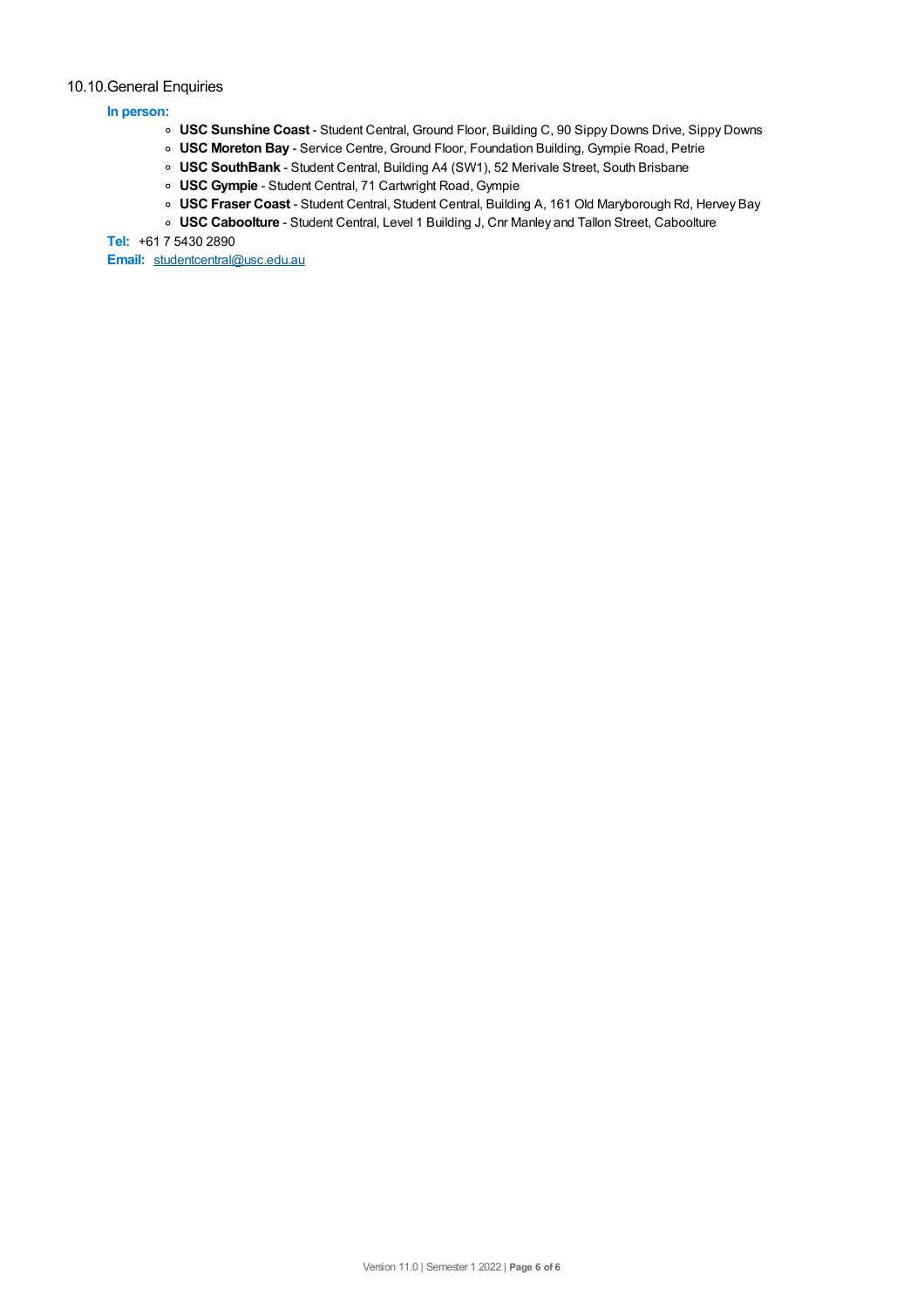## 10.10. General Enquiries

**In person:**

- **USC Sunshine Coast** - Student Central, Ground Floor, Building C, 90 Sippy Downs Drive, Sippy Downs
- **USC Moreton Bay** - Service Centre, Ground Floor, Foundation Building, Gympie Road, Petrie
- **USC SouthBank** - Student Central, Building A4 (SW1), 52 Merivale Street, South Brisbane
- **USC Gympie** - Student Central, 71 Cartwright Road, Gympie
- **USC Fraser Coast** - Student Central, Student Central, Building A, 161 Old Maryborough Rd, Hervey Bay
- **USC Caboolture** - Student Central, Level 1 Building J, Cnr Manley and Tallon Street, Caboolture

**Tel:** +61 7 5430 2890

**Email:** studentcentral@usc.edu.au